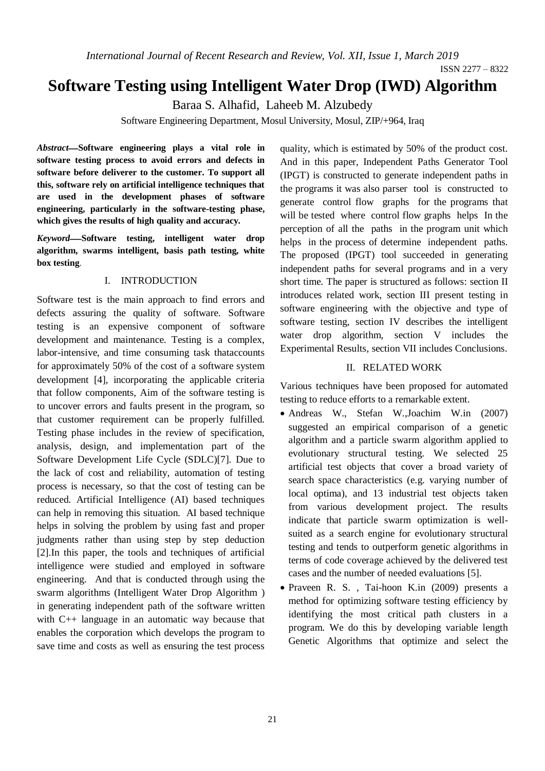# Software Testing using Intelligent Water Drop (IWD) Algorithm

Baraa S. Alhafid, Laheeb M. Alzubedy

Software Engineering Department, Mosul University, Mosul, ZIP/+964, Iraq

***Abstract*—Software engineering plays a vital role in software testing process to avoid errors and defects in software before deliverer to the customer. To support all this, software rely on artificial intelligence techniques that are used in the development phases of software engineering, particularly in the software-testing phase, which gives the results of high quality and accuracy.**

***Keyword*—Software testing, intelligent water drop algorithm, swarms intelligent, basis path testing, white box testing**.

## I. INTRODUCTION

Software test is the main approach to find errors and defects assuring the quality of software. Software testing is an expensive component of software development and maintenance. Testing is a complex, labor-intensive, and time consuming task thataccounts for approximately 50% of the cost of a software system development [4], incorporating the applicable criteria that follow components, Aim of the software testing is to uncover errors and faults present in the program, so that customer requirement can be properly fulfilled. Testing phase includes in the review of specification, analysis, design, and implementation part of the Software Development Life Cycle (SDLC)[7]. Due to the lack of cost and reliability, automation of testing process is necessary, so that the cost of testing can be reduced. Artificial Intelligence (AI) based techniques can help in removing this situation. AI based technique helps in solving the problem by using fast and proper judgments rather than using step by step deduction [2].In this paper, the tools and techniques of artificial intelligence were studied and employed in software engineering. And that is conducted through using the swarm algorithms (Intelligent Water Drop Algorithm ) in generating independent path of the software written with C++ language in an automatic way because that enables the corporation which develops the program to save time and costs as well as ensuring the test process quality, which is estimated by 50% of the product cost. And in this paper, Independent Paths Generator Tool (IPGT) is constructed to generate independent paths in the programs it was also parser tool is constructed to generate control flow graphs for the programs that will be tested where control flow graphs helps In the perception of all the paths in the program unit which helps in the process of determine independent paths. The proposed (IPGT) tool succeeded in generating independent paths for several programs and in a very short time. The paper is structured as follows: section II introduces related work, section III present testing in software engineering with the objective and type of software testing, section IV describes the intelligent water drop algorithm, section V includes the Experimental Results, section VII includes Conclusions.

## II. RELATED WORK

Various techniques have been proposed for automated testing to reduce efforts to a remarkable extent.

- Andreas W., Stefan W.,Joachim W.in (2007) suggested an empirical comparison of a genetic algorithm and a particle swarm algorithm applied to evolutionary structural testing. We selected 25 artificial test objects that cover a broad variety of search space characteristics (e.g. varying number of local optima), and 13 industrial test objects taken from various development project. The results indicate that particle swarm optimization is well-suited as a search engine for evolutionary structural testing and tends to outperform genetic algorithms in terms of code coverage achieved by the delivered test cases and the number of needed evaluations [5].
- Praveen R. S. , Tai-hoon K.in (2009) presents a method for optimizing software testing efficiency by identifying the most critical path clusters in a program. We do this by developing variable length Genetic Algorithms that optimize and select the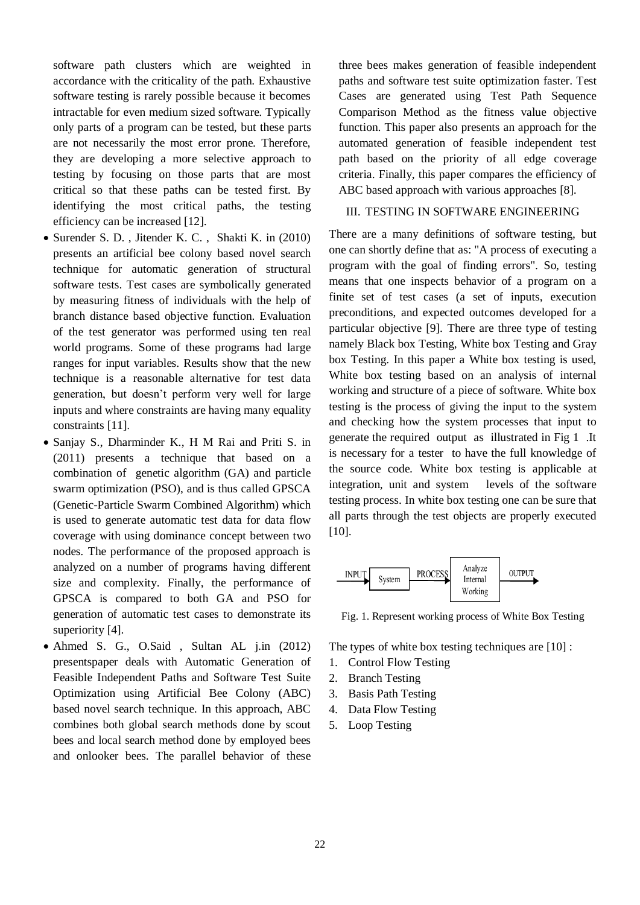software path clusters which are weighted in accordance with the criticality of the path. Exhaustive software testing is rarely possible because it becomes intractable for even medium sized software. Typically only parts of a program can be tested, but these parts are not necessarily the most error prone. Therefore, they are developing a more selective approach to testing by focusing on those parts that are most critical so that these paths can be tested first. By identifying the most critical paths, the testing efficiency can be increased [12].

- Surender S. D. , Jitender K. C. , Shakti K. in (2010) presents an artificial bee colony based novel search technique for automatic generation of structural software tests. Test cases are symbolically generated by measuring fitness of individuals with the help of branch distance based objective function. Evaluation of the test generator was performed using ten real world programs. Some of these programs had large ranges for input variables. Results show that the new technique is a reasonable alternative for test data generation, but doesn't perform very well for large inputs and where constraints are having many equality constraints [11].
- Sanjay S., Dharminder K., H M Rai and Priti S. in (2011) presents a technique that based on a combination of genetic algorithm (GA) and particle swarm optimization (PSO), and is thus called GPSCA (Genetic-Particle Swarm Combined Algorithm) which is used to generate automatic test data for data flow coverage with using dominance concept between two nodes. The performance of the proposed approach is analyzed on a number of programs having different size and complexity. Finally, the performance of GPSCA is compared to both GA and PSO for generation of automatic test cases to demonstrate its superiority [4].
- Ahmed S. G., O.Said , Sultan AL j.in (2012) presentspaper deals with Automatic Generation of Feasible Independent Paths and Software Test Suite Optimization using Artificial Bee Colony (ABC) based novel search technique. In this approach, ABC combines both global search methods done by scout bees and local search method done by employed bees and onlooker bees. The parallel behavior of these three bees makes generation of feasible independent paths and software test suite optimization faster. Test Cases are generated using Test Path Sequence Comparison Method as the fitness value objective function. This paper also presents an approach for the automated generation of feasible independent test path based on the priority of all edge coverage criteria. Finally, this paper compares the efficiency of ABC based approach with various approaches [8].

## III. TESTING IN SOFTWARE ENGINEERING

There are a many definitions of software testing, but one can shortly define that as: "A process of executing a program with the goal of finding errors". So, testing means that one inspects behavior of a program on a finite set of test cases (a set of inputs, execution preconditions, and expected outcomes developed for a particular objective [9]. There are three type of testing namely Black box Testing, White box Testing and Gray box Testing. In this paper a White box testing is used, White box testing based on an analysis of internal working and structure of a piece of software. White box testing is the process of giving the input to the system and checking how the system processes that input to generate the required output as illustrated in Fig 1 .It is necessary for a tester to have the full knowledge of the source code. White box testing is applicable at integration, unit and system levels of the software testing process. In white box testing one can be sure that all parts through the test objects are properly executed [10].

INPUT → System → PROCESS → Analyze Internal Working → OUTPUT

Fig. 1. Represent working process of White Box Testing

The types of white box testing techniques are [10] :

1. Control Flow Testing
2. Branch Testing
3. Basis Path Testing
4. Data Flow Testing
5. Loop Testing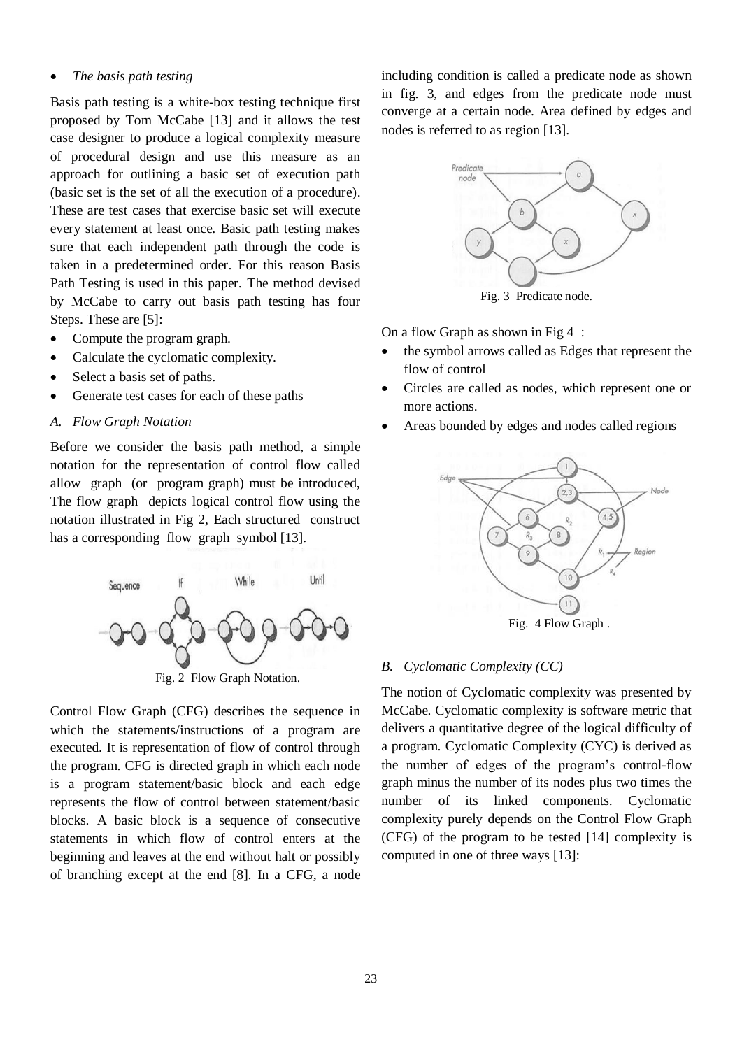- *The basis path testing*

Basis path testing is a white-box testing technique first proposed by Tom McCabe [13] and it allows the test case designer to produce a logical complexity measure of procedural design and use this measure as an approach for outlining a basic set of execution path (basic set is the set of all the execution of a procedure). These are test cases that exercise basic set will execute every statement at least once. Basic path testing makes sure that each independent path through the code is taken in a predetermined order. For this reason Basis Path Testing is used in this paper. The method devised by McCabe to carry out basis path testing has four Steps. These are [5]:

- Compute the program graph.
- Calculate the cyclomatic complexity.
- Select a basis set of paths.
- Generate test cases for each of these paths

### *A. Flow Graph Notation*

Before we consider the basis path method, a simple notation for the representation of control flow called allow graph (or program graph) must be introduced, The flow graph depicts logical control flow using the notation illustrated in Fig 2, Each structured construct has a corresponding flow graph symbol [13].

Fig. 2 Flow Graph Notation.

Control Flow Graph (CFG) describes the sequence in which the statements/instructions of a program are executed. It is representation of flow of control through the program. CFG is directed graph in which each node is a program statement/basic block and each edge represents the flow of control between statement/basic blocks. A basic block is a sequence of consecutive statements in which flow of control enters at the beginning and leaves at the end without halt or possibly of branching except at the end [8]. In a CFG, a node including condition is called a predicate node as shown in fig. 3, and edges from the predicate node must converge at a certain node. Area defined by edges and nodes is referred to as region [13].

Fig. 3 Predicate node.

On a flow Graph as shown in Fig 4 :

- the symbol arrows called as Edges that represent the flow of control
- Circles are called as nodes, which represent one or more actions.
- Areas bounded by edges and nodes called regions

Fig. 4 Flow Graph .

### *B. Cyclomatic Complexity (CC)*

The notion of Cyclomatic complexity was presented by McCabe. Cyclomatic complexity is software metric that delivers a quantitative degree of the logical difficulty of a program. Cyclomatic Complexity (CYC) is derived as the number of edges of the program's control-flow graph minus the number of its nodes plus two times the number of its linked components. Cyclomatic complexity purely depends on the Control Flow Graph (CFG) of the program to be tested [14] complexity is computed in one of three ways [13]: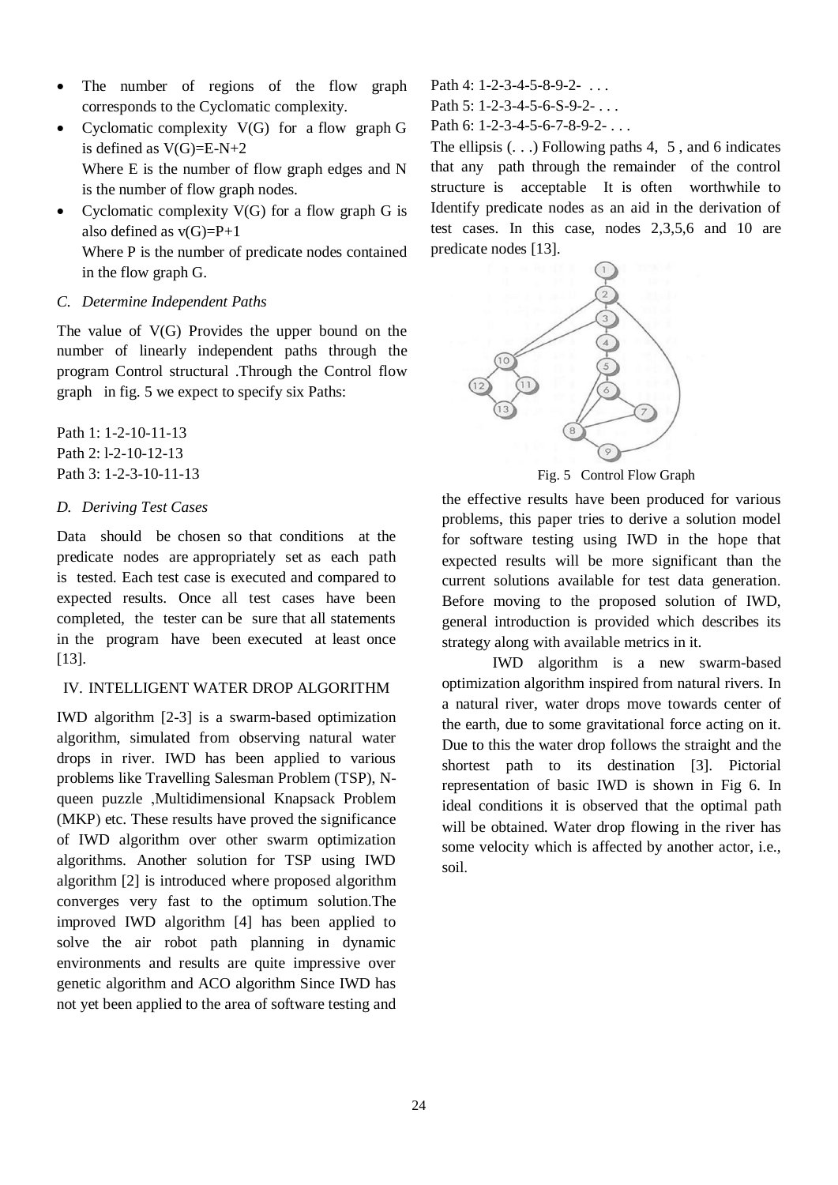- The number of regions of the flow graph corresponds to the Cyclomatic complexity.
- Cyclomatic complexity V(G) for a flow graph G is defined as V(G)=E-N+2

  Where E is the number of flow graph edges and N is the number of flow graph nodes.
- Cyclomatic complexity V(G) for a flow graph G is also defined as v(G)=P+1

  Where P is the number of predicate nodes contained in the flow graph G.

### *C. Determine Independent Paths*

The value of V(G) Provides the upper bound on the number of linearly independent paths through the program Control structural .Through the Control flow graph in fig. 5 we expect to specify six Paths:

Path 1: 1-2-10-11-13
Path 2: l-2-10-12-13
Path 3: 1-2-3-10-11-13
Path 4: 1-2-3-4-5-8-9-2- . . .
Path 5: 1-2-3-4-5-6-S-9-2- . . .
Path 6: 1-2-3-4-5-6-7-8-9-2- . . .

The ellipsis (. . .) Following paths 4, 5 , and 6 indicates that any path through the remainder of the control structure is acceptable It is often worthwhile to Identify predicate nodes as an aid in the derivation of test cases. In this case, nodes 2,3,5,6 and 10 are predicate nodes [13].

Fig. 5 Control Flow Graph

### *D. Deriving Test Cases*

Data should be chosen so that conditions at the predicate nodes are appropriately set as each path is tested. Each test case is executed and compared to expected results. Once all test cases have been completed, the tester can be sure that all statements in the program have been executed at least once [13].

## IV. INTELLIGENT WATER DROP ALGORITHM

IWD algorithm [2-3] is a swarm-based optimization algorithm, simulated from observing natural water drops in river. IWD has been applied to various problems like Travelling Salesman Problem (TSP), N-queen puzzle ,Multidimensional Knapsack Problem (MKP) etc. These results have proved the significance of IWD algorithm over other swarm optimization algorithms. Another solution for TSP using IWD algorithm [2] is introduced where proposed algorithm converges very fast to the optimum solution.The improved IWD algorithm [4] has been applied to solve the air robot path planning in dynamic environments and results are quite impressive over genetic algorithm and ACO algorithm Since IWD has not yet been applied to the area of software testing and the effective results have been produced for various problems, this paper tries to derive a solution model for software testing using IWD in the hope that expected results will be more significant than the current solutions available for test data generation. Before moving to the proposed solution of IWD, general introduction is provided which describes its strategy along with available metrics in it.

IWD algorithm is a new swarm-based optimization algorithm inspired from natural rivers. In a natural river, water drops move towards center of the earth, due to some gravitational force acting on it. Due to this the water drop follows the straight and the shortest path to its destination [3]. Pictorial representation of basic IWD is shown in Fig 6. In ideal conditions it is observed that the optimal path will be obtained. Water drop flowing in the river has some velocity which is affected by another actor, i.e., soil.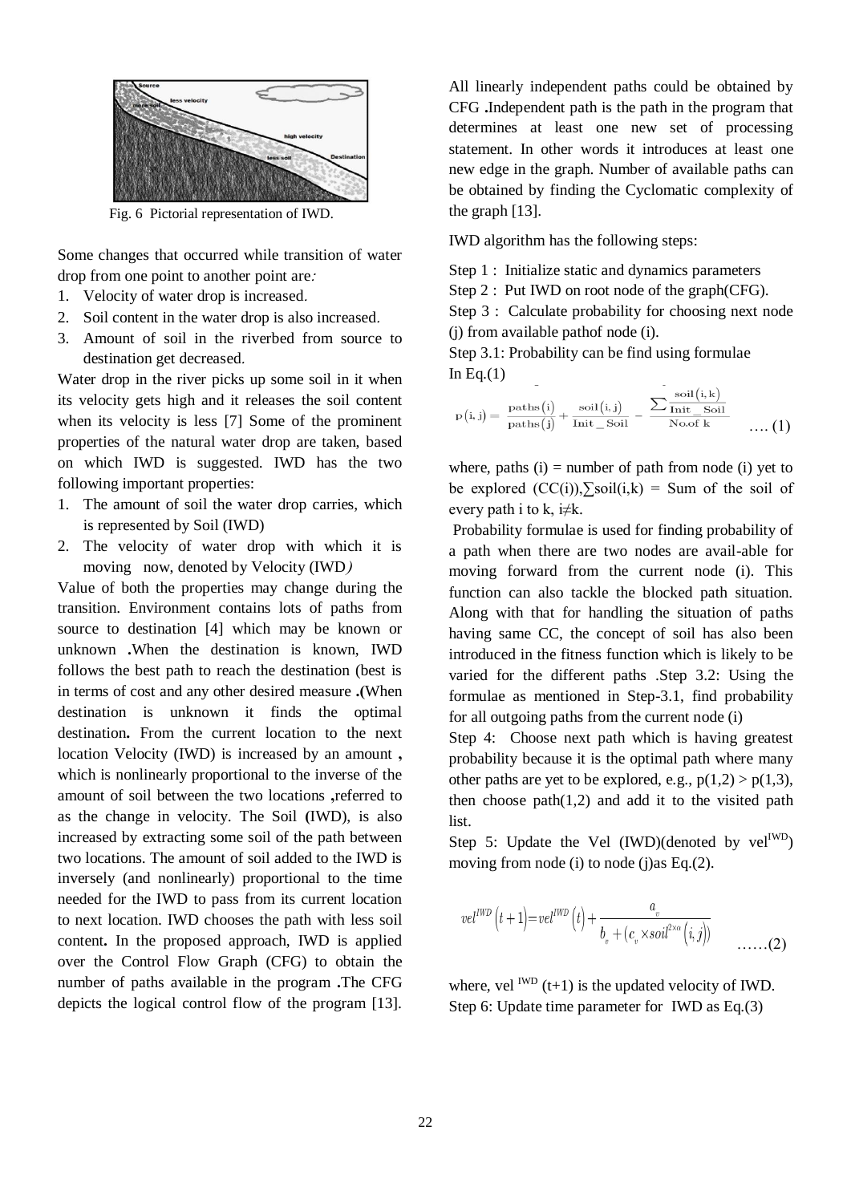Fig. 6 Pictorial representation of IWD.

Some changes that occurred while transition of water drop from one point to another point are:

1. Velocity of water drop is increased.
2. Soil content in the water drop is also increased.
3. Amount of soil in the riverbed from source to destination get decreased.

Water drop in the river picks up some soil in it when its velocity gets high and it releases the soil content when its velocity is less [7] Some of the prominent properties of the natural water drop are taken, based on which IWD is suggested. IWD has the two following important properties:

1. The amount of soil the water drop carries, which is represented by Soil (IWD)
2. The velocity of water drop with which it is moving now, denoted by Velocity (IWD)

Value of both the properties may change during the transition. Environment contains lots of paths from source to destination [4] which may be known or unknown **.**When the destination is known, IWD follows the best path to reach the destination (best is in terms of cost and any other desired measure **.(**When destination is unknown it finds the optimal destination**.** From the current location to the next location Velocity (IWD) is increased by an amount **,** which is nonlinearly proportional to the inverse of the amount of soil between the two locations **,**referred to as the change in velocity. The Soil **(**IWD), is also increased by extracting some soil of the path between two locations. The amount of soil added to the IWD is inversely (and nonlinearly) proportional to the time needed for the IWD to pass from its current location to next location. IWD chooses the path with less soil content**.** In the proposed approach, IWD is applied over the Control Flow Graph (CFG) to obtain the number of paths available in the program **.**The CFG depicts the logical control flow of the program [13].

All linearly independent paths could be obtained by CFG **.**Independent path is the path in the program that determines at least one new set of processing statement. In other words it introduces at least one new edge in the graph. Number of available paths can be obtained by finding the Cyclomatic complexity of the graph [13].

IWD algorithm has the following steps:

Step 1 : Initialize static and dynamics parameters

Step 2 : Put IWD on root node of the graph(CFG).

Step 3 : Calculate probability for choosing next node (j) from available pathof node (i).

Step 3.1: Probability can be find using formulae In Eq.(1)

$$p(i,j) = \frac{\text{paths}(i)}{\text{paths}(j)} + \frac{\text{soil}(i,j)}{\text{Init\_Soil}} - \frac{\sum \frac{\text{soil}(i,k)}{\text{Init\_Soil}}}{\text{No.of } k} \quad \ldots (1)$$

where, paths (i) = number of path from node (i) yet to be explored (CC(i)),$\sum$soil(i,k) = Sum of the soil of every path i to k, i≠k.

Probability formulae is used for finding probability of a path when there are two nodes are avail-able for moving forward from the current node (i). This function can also tackle the blocked path situation. Along with that for handling the situation of paths having same CC, the concept of soil has also been introduced in the fitness function which is likely to be varied for the different paths .Step 3.2: Using the formulae as mentioned in Step-3.1, find probability for all outgoing paths from the current node (i)

Step 4: Choose next path which is having greatest probability because it is the optimal path where many other paths are yet to be explored, e.g., p(1,2) > p(1,3), then choose path(1,2) and add it to the visited path list.

Step 5: Update the Vel (IWD)(denoted by $vel^{IWD}$) moving from node (i) to node (j)as Eq.(2).

$$vel^{IWD}(t+1) = vel^{IWD}(t) + \frac{a_v}{b_v + (c_v \times soil^{2\times\alpha}(i,j))} \quad \ldots\ldots(2)$$

where, $vel^{IWD}(t+1)$ is the updated velocity of IWD.

Step 6: Update time parameter for IWD as Eq.(3)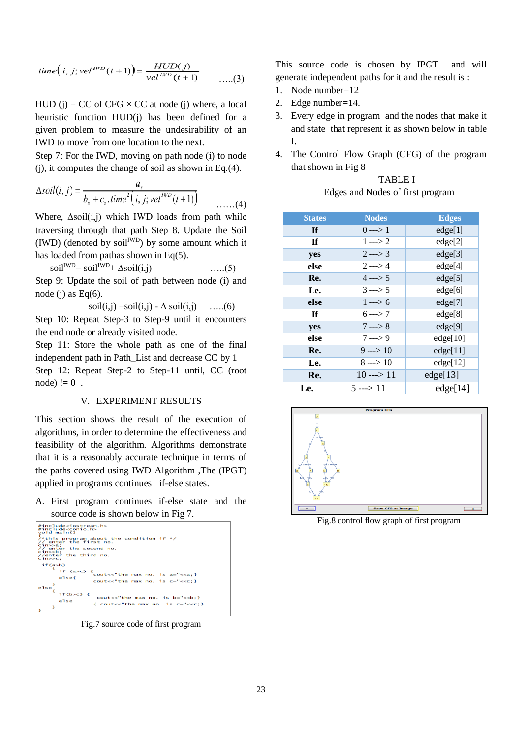$$time\left(i,\ j;\ vel^{IWD}(t+1)\right)=\frac{HUD(j)}{vel^{IWD}(t+1)}\qquad \text{.....(3)}$$

HUD (j) = CC of CFG × CC at node (j) where, a local heuristic function HUD(j) has been defined for a given problem to measure the undesirability of an IWD to move from one location to the next.

Step 7: For the IWD, moving on path node (i) to node (j), it computes the change of soil as shown in Eq.(4).

$$\Delta soil(i,j)=\frac{a_s}{b_s+c_s.time^2\left(i,j;vel^{IWD}(t+1)\right)}\qquad \text{......(4)}$$

Where, Δsoil(i,j) which IWD loads from path while traversing through that path Step 8. Update the Soil (IWD) (denoted by $soil^{IWD}$) by some amount which it has loaded from pathas shown in Eq(5).

$$soil^{IWD}= soil^{IWD}+ \Delta soil(i,j) \qquad \text{.....(5)}$$

Step 9: Update the soil of path between node (i) and node (j) as Eq(6).

$$soil(i,j) =soil(i,j) - \Delta\ soil(i,j) \qquad \text{.....(6)}$$

Step 10: Repeat Step-3 to Step-9 until it encounters the end node or already visited node.

Step 11: Store the whole path as one of the final independent path in Path_List and decrease CC by 1

Step 12: Repeat Step-2 to Step-11 until, CC (root node) != 0 .

## V. EXPERIMENT RESULTS

This section shows the result of the execution of algorithms, in order to determine the effectiveness and feasibility of the algorithm. Algorithms demonstrate that it is a reasonably accurate technique in terms of the paths covered using IWD Algorithm ,The (IPGT) applied in programs continues if-else states.

### A. First program continues if-else state and the source code is shown below in Fig 7.

```
#include<iostream.h>
#include<conio.h>
void main()
{
/*this program about the condition if */
// enter the first no.
cin>>a;
// enter the second no.
cin>>b;
//enter the third no.
cin>>c;
  if(a>b)
    {
      if (a>c) {        cout<<"the max no. is a="<<a;}
      else{             cout<<"the max no. is c="<<c;}
    }
else
    {
      if(b>c) {         cout<<"the max no. is b="<<b;}
      else              { cout<<"the max no. is c="<<c;}
    }
}
```

Fig.7 source code of first program

This source code is chosen by IPGT and will generate independent paths for it and the result is :

1. Node number=12
2. Edge number=14.
3. Every edge in program and the nodes that make it and state that represent it as shown below in table I.
4. The Control Flow Graph (CFG) of the program that shown in Fig 8

TABLE I
Edges and Nodes of first program

| States | Nodes | Edges |
|---|---|---|
| **If** | 0 ---> 1 | edge[1] |
| **If** | 1 ---> 2 | edge[2] |
| **yes** | 2 ---> 3 | edge[3] |
| **else** | 2 ---> 4 | edge[4] |
| **Re.** | 4 ---> 5 | edge[5] |
| **Le.** | 3 ---> 5 | edge[6] |
| **else** | 1 ---> 6 | edge[7] |
| **If** | 6 ---> 7 | edge[8] |
| **yes** | 7 ---> 8 | edge[9] |
| **else** | 7 ---> 9 | edge[10] |
| **Re.** | 9 ---> 10 | edge[11] |
| **Le.** | 8 ---> 10 | edge[12] |
| **Re.** | 10 ---> 11 | edge[13] |
| **Le.** | 5 ---> 11 | edge[14] |

Fig.8 control flow graph of first program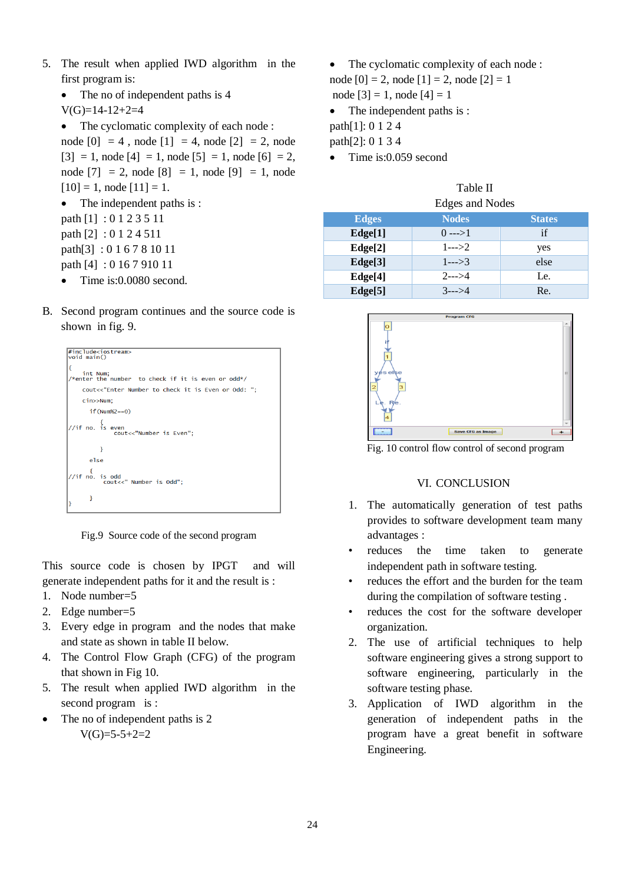5. The result when applied IWD algorithm in the first program is:
   - The no of independent paths is 4

   V(G)=14-12+2=4

   - The cyclomatic complexity of each node :

   node [0] = 4 , node [1] = 4, node [2] = 2, node [3] = 1, node [4] = 1, node [5] = 1, node [6] = 2, node [7] = 2, node [8] = 1, node [9] = 1, node [10] = 1, node [11] = 1.

   - The independent paths is :

   path [1] : 0 1 2 3 5 11

   path [2] : 0 1 2 4 511

   path[3] : 0 1 6 7 8 10 11

   path [4] : 0 16 7 910 11

   - Time is:0.0080 second.

B. Second program continues and the source code is shown in fig. 9.

```
#include<iostream>
void main()

{
    int Num;
/*enter the number  to check if it is even or odd*/
    cout<<"Enter Number to check it is Even or Odd: ";
    cin>>Num;
      if(Num%2==0)
          {
//if no. is even
              cout<<"Number is Even";

          }
      else
          {
//if no. is odd
          cout<<" Number is Odd";

          }
}
```

Fig.9 Source code of the second program

This source code is chosen by IPGT and will generate independent paths for it and the result is :

1. Node number=5
2. Edge number=5
3. Every edge in program and the nodes that make and state as shown in table II below.
4. The Control Flow Graph (CFG) of the program that shown in Fig 10.
5. The result when applied IWD algorithm in the second program is :

- The no of independent paths is 2

  V(G)=5-5+2=2

- The cyclomatic complexity of each node :

node [0] = 2, node [1] = 2, node [2] = 1

node [3] = 1, node [4] = 1

- The independent paths is :

path[1]: 0 1 2 4

path[2]: 0 1 3 4

- Time is:0.059 second

Table II

Edges and Nodes

| Edges | Nodes | States |
|---|---|---|
| **Edge[1]** | 0 --->1 | if |
| **Edge[2]** | 1--->2 | yes |
| **Edge[3]** | 1--->3 | else |
| **Edge[4]** | 2--->4 | Le. |
| **Edge[5]** | 3--->4 | Re. |

Fig. 10 control flow control of second program

## VI. CONCLUSION

1. The automatically generation of test paths provides to software development team many advantages :
   - reduces the time taken to generate independent path in software testing.
   - reduces the effort and the burden for the team during the compilation of software testing .
   - reduces the cost for the software developer organization.
2. The use of artificial techniques to help software engineering gives a strong support to software engineering, particularly in the software testing phase.
3. Application of IWD algorithm in the generation of independent paths in the program have a great benefit in software Engineering.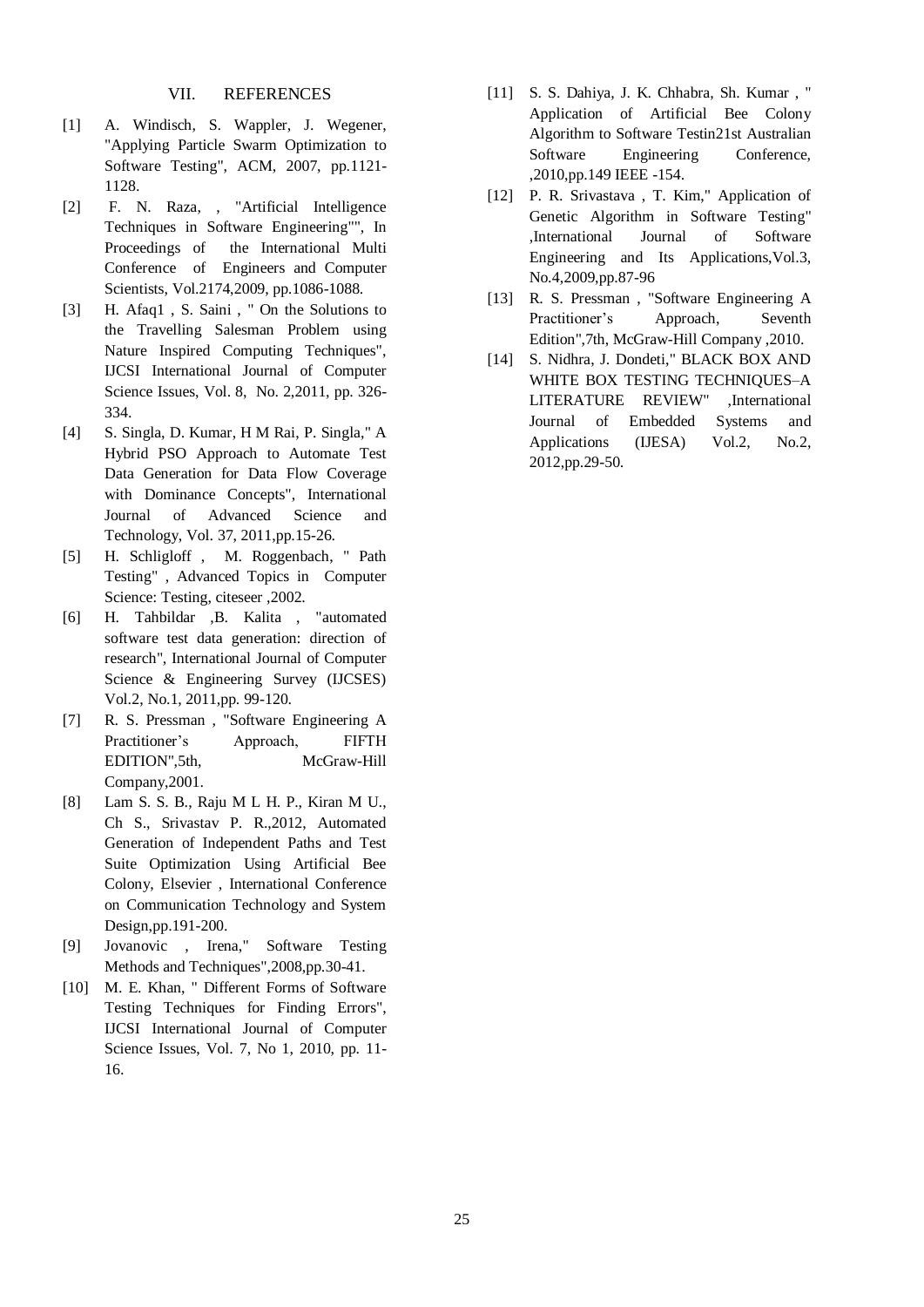## VII. REFERENCES

[1] A. Windisch, S. Wappler, J. Wegener, "Applying Particle Swarm Optimization to Software Testing", ACM, 2007, pp.1121-1128.

[2] F. N. Raza, , "Artificial Intelligence Techniques in Software Engineering"", In Proceedings of the International Multi Conference of Engineers and Computer Scientists, Vol.2174,2009, pp.1086-1088.

[3] H. Afaq1 , S. Saini , " On the Solutions to the Travelling Salesman Problem using Nature Inspired Computing Techniques", IJCSI International Journal of Computer Science Issues, Vol. 8, No. 2,2011, pp. 326-334.

[4] S. Singla, D. Kumar, H M Rai, P. Singla," A Hybrid PSO Approach to Automate Test Data Generation for Data Flow Coverage with Dominance Concepts", International Journal of Advanced Science and Technology, Vol. 37, 2011,pp.15-26.

[5] H. Schligloff , M. Roggenbach, " Path Testing" , Advanced Topics in Computer Science: Testing, citeseer ,2002.

[6] H. Tahbildar ,B. Kalita , "automated software test data generation: direction of research", International Journal of Computer Science & Engineering Survey (IJCSES) Vol.2, No.1, 2011,pp. 99-120.

[7] R. S. Pressman , "Software Engineering A Practitioner's Approach, FIFTH EDITION",5th, McGraw-Hill Company,2001.

[8] Lam S. S. B., Raju M L H. P., Kiran M U., Ch S., Srivastav P. R.,2012, Automated Generation of Independent Paths and Test Suite Optimization Using Artificial Bee Colony, Elsevier , International Conference on Communication Technology and System Design,pp.191-200.

[9] Jovanovic , Irena," Software Testing Methods and Techniques",2008,pp.30-41.

[10] M. E. Khan, " Different Forms of Software Testing Techniques for Finding Errors", IJCSI International Journal of Computer Science Issues, Vol. 7, No 1, 2010, pp. 11-16.

[11] S. S. Dahiya, J. K. Chhabra, Sh. Kumar , " Application of Artificial Bee Colony Algorithm to Software Testin21st Australian Software Engineering Conference, ,2010,pp.149 IEEE -154.

[12] P. R. Srivastava , T. Kim," Application of Genetic Algorithm in Software Testing" ,International Journal of Software Engineering and Its Applications,Vol.3, No.4,2009,pp.87-96

[13] R. S. Pressman , "Software Engineering A Practitioner's Approach, Seventh Edition",7th, McGraw-Hill Company ,2010.

[14] S. Nidhra, J. Dondeti," BLACK BOX AND WHITE BOX TESTING TECHNIQUES–A LITERATURE REVIEW" ,International Journal of Embedded Systems and Applications (IJESA) Vol.2, No.2, 2012,pp.29-50.